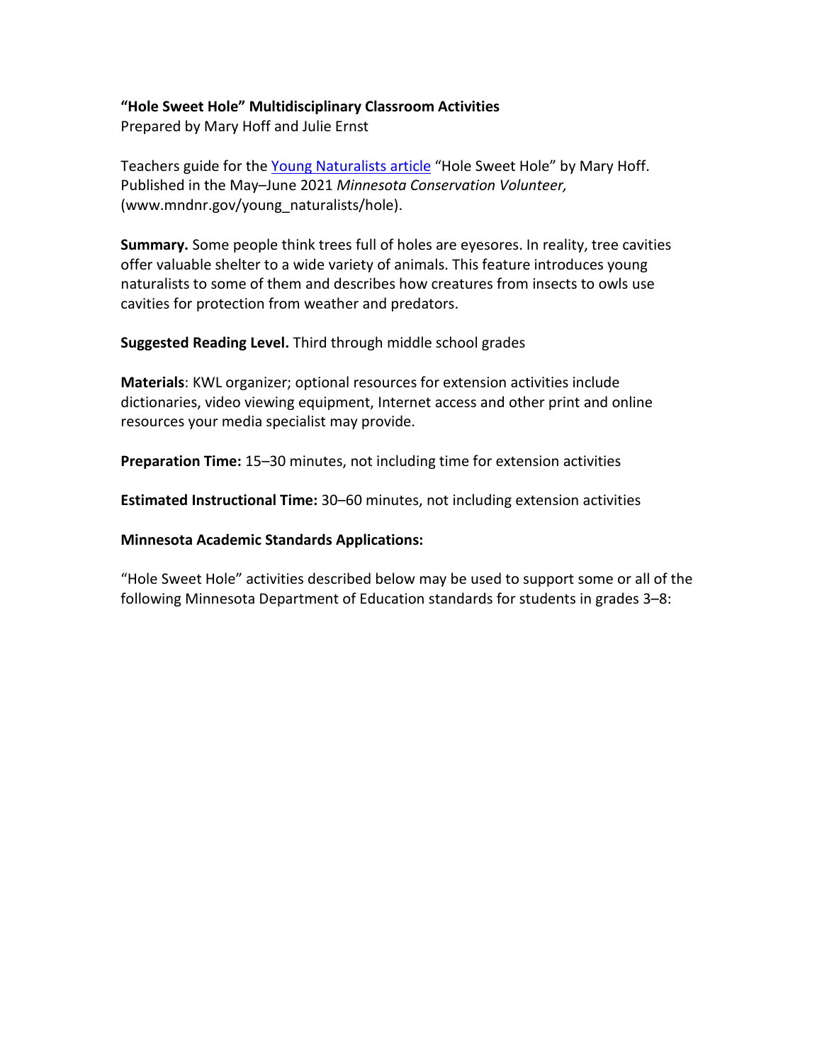**"Hole Sweet Hole" Multidisciplinary Classroom Activities**
Prepared by Mary Hoff and Julie Ernst

Teachers guide for the Young Naturalists article "Hole Sweet Hole" by Mary Hoff. Published in the May–June 2021 *Minnesota Conservation Volunteer,* (www.mndnr.gov/young_naturalists/hole).

**Summary.** Some people think trees full of holes are eyesores. In reality, tree cavities offer valuable shelter to a wide variety of animals. This feature introduces young naturalists to some of them and describes how creatures from insects to owls use cavities for protection from weather and predators.

**Suggested Reading Level.** Third through middle school grades

**Materials**: KWL organizer; optional resources for extension activities include dictionaries, video viewing equipment, Internet access and other print and online resources your media specialist may provide.

**Preparation Time:** 15–30 minutes, not including time for extension activities

**Estimated Instructional Time:** 30–60 minutes, not including extension activities

**Minnesota Academic Standards Applications:**

"Hole Sweet Hole" activities described below may be used to support some or all of the following Minnesota Department of Education standards for students in grades 3–8: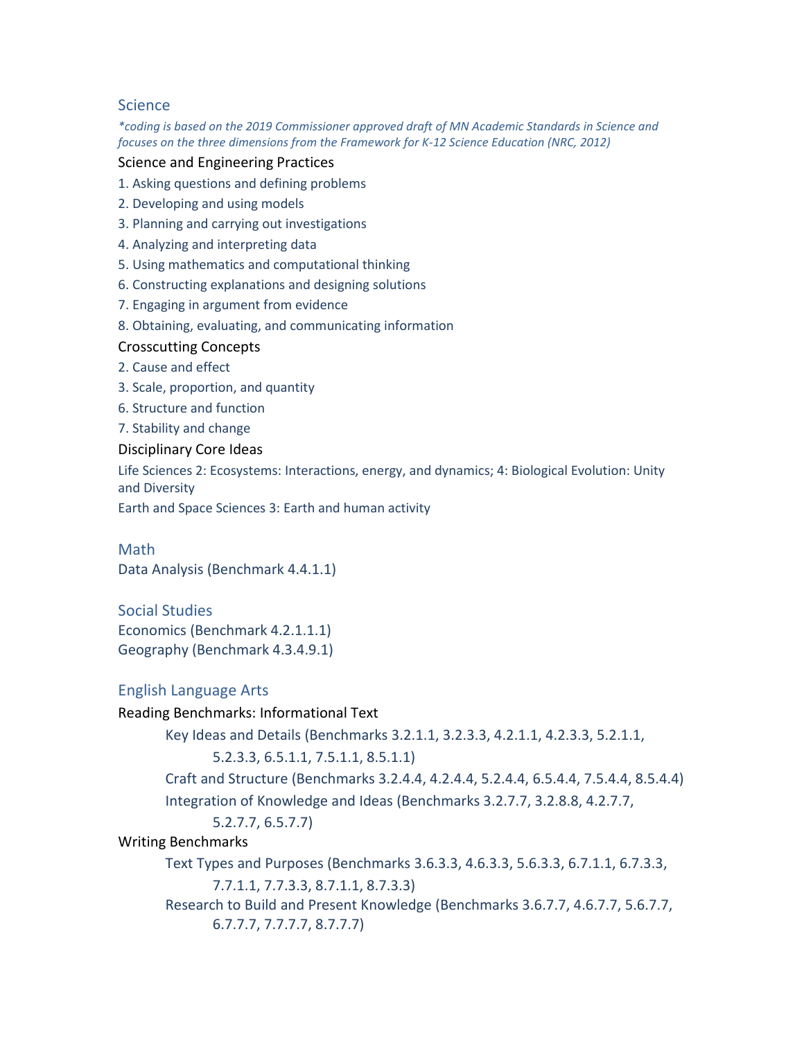## Science

*\*coding is based on the 2019 Commissioner approved draft of MN Academic Standards in Science and focuses on the three dimensions from the Framework for K-12 Science Education (NRC, 2012)*

### Science and Engineering Practices

1. Asking questions and defining problems
2. Developing and using models
3. Planning and carrying out investigations
4. Analyzing and interpreting data
5. Using mathematics and computational thinking
6. Constructing explanations and designing solutions
7. Engaging in argument from evidence
8. Obtaining, evaluating, and communicating information

### Crosscutting Concepts

2. Cause and effect
3. Scale, proportion, and quantity
6. Structure and function
7. Stability and change

### Disciplinary Core Ideas

Life Sciences 2: Ecosystems: Interactions, energy, and dynamics; 4: Biological Evolution: Unity and Diversity

Earth and Space Sciences 3: Earth and human activity

## Math

Data Analysis (Benchmark 4.4.1.1)

## Social Studies

Economics (Benchmark 4.2.1.1.1)
Geography (Benchmark 4.3.4.9.1)

## English Language Arts

### Reading Benchmarks: Informational Text

- Key Ideas and Details (Benchmarks 3.2.1.1, 3.2.3.3, 4.2.1.1, 4.2.3.3, 5.2.1.1, 5.2.3.3, 6.5.1.1, 7.5.1.1, 8.5.1.1)
- Craft and Structure (Benchmarks 3.2.4.4, 4.2.4.4, 5.2.4.4, 6.5.4.4, 7.5.4.4, 8.5.4.4)
- Integration of Knowledge and Ideas (Benchmarks 3.2.7.7, 3.2.8.8, 4.2.7.7, 5.2.7.7, 6.5.7.7)

### Writing Benchmarks

- Text Types and Purposes (Benchmarks 3.6.3.3, 4.6.3.3, 5.6.3.3, 6.7.1.1, 6.7.3.3, 7.7.1.1, 7.7.3.3, 8.7.1.1, 8.7.3.3)
- Research to Build and Present Knowledge (Benchmarks 3.6.7.7, 4.6.7.7, 5.6.7.7, 6.7.7.7, 7.7.7.7, 8.7.7.7)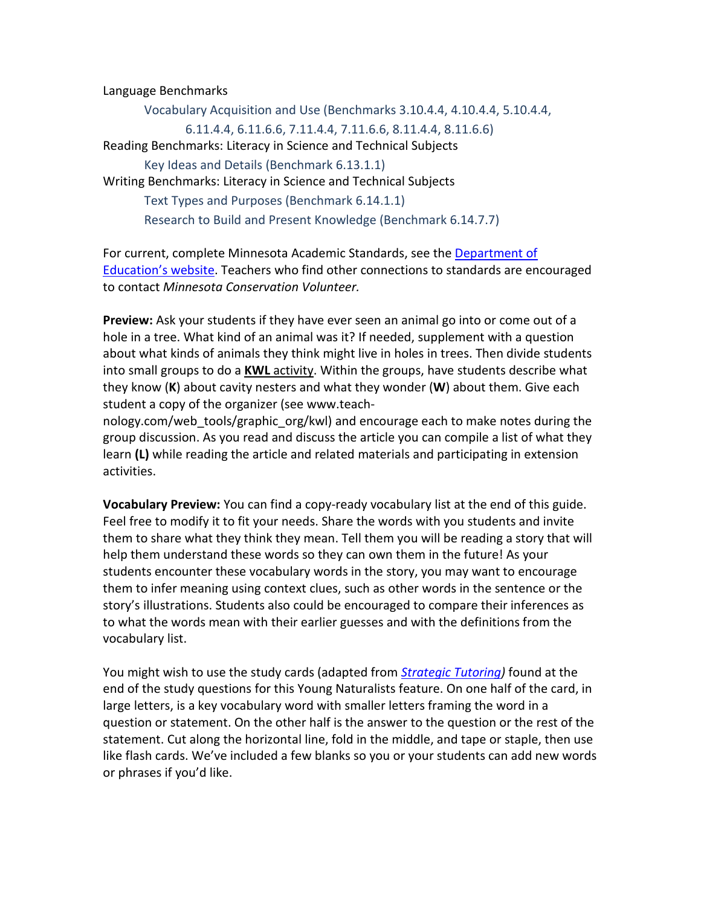Language Benchmarks

- Vocabulary Acquisition and Use (Benchmarks 3.10.4.4, 4.10.4.4, 5.10.4.4, 6.11.4.4, 6.11.6.6, 7.11.4.4, 7.11.6.6, 8.11.4.4, 8.11.6.6)

Reading Benchmarks: Literacy in Science and Technical Subjects

- Key Ideas and Details (Benchmark 6.13.1.1)

Writing Benchmarks: Literacy in Science and Technical Subjects

- Text Types and Purposes (Benchmark 6.14.1.1)
- Research to Build and Present Knowledge (Benchmark 6.14.7.7)

For current, complete Minnesota Academic Standards, see the Department of Education's website. Teachers who find other connections to standards are encouraged to contact *Minnesota Conservation Volunteer.*

**Preview:** Ask your students if they have ever seen an animal go into or come out of a hole in a tree. What kind of an animal was it? If needed, supplement with a question about what kinds of animals they think might live in holes in trees. Then divide students into small groups to do a **KWL** activity. Within the groups, have students describe what they know (**K**) about cavity nesters and what they wonder (**W**) about them. Give each student a copy of the organizer (see www.teach-nology.com/web_tools/graphic_org/kwl) and encourage each to make notes during the group discussion. As you read and discuss the article you can compile a list of what they learn **(L)** while reading the article and related materials and participating in extension activities.

**Vocabulary Preview:** You can find a copy-ready vocabulary list at the end of this guide. Feel free to modify it to fit your needs. Share the words with you students and invite them to share what they think they mean. Tell them you will be reading a story that will help them understand these words so they can own them in the future! As your students encounter these vocabulary words in the story, you may want to encourage them to infer meaning using context clues, such as other words in the sentence or the story's illustrations. Students also could be encouraged to compare their inferences as to what the words mean with their earlier guesses and with the definitions from the vocabulary list.

You might wish to use the study cards (adapted from *Strategic Tutoring)* found at the end of the study questions for this Young Naturalists feature. On one half of the card, in large letters, is a key vocabulary word with smaller letters framing the word in a question or statement. On the other half is the answer to the question or the rest of the statement. Cut along the horizontal line, fold in the middle, and tape or staple, then use like flash cards. We've included a few blanks so you or your students can add new words or phrases if you'd like.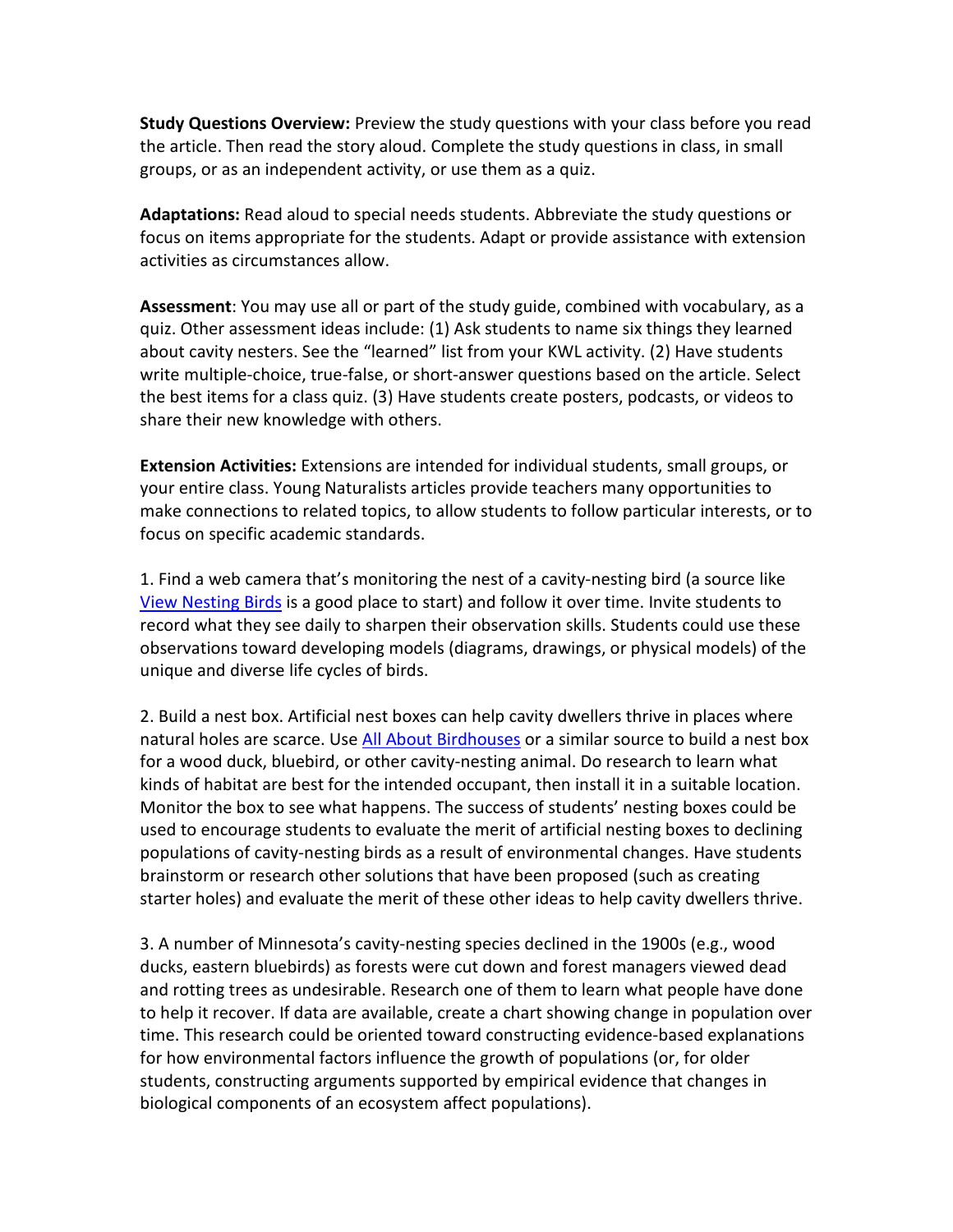**Study Questions Overview:** Preview the study questions with your class before you read the article. Then read the story aloud. Complete the study questions in class, in small groups, or as an independent activity, or use them as a quiz.

**Adaptations:** Read aloud to special needs students. Abbreviate the study questions or focus on items appropriate for the students. Adapt or provide assistance with extension activities as circumstances allow.

**Assessment**: You may use all or part of the study guide, combined with vocabulary, as a quiz. Other assessment ideas include: (1) Ask students to name six things they learned about cavity nesters. See the "learned" list from your KWL activity. (2) Have students write multiple-choice, true-false, or short-answer questions based on the article. Select the best items for a class quiz. (3) Have students create posters, podcasts, or videos to share their new knowledge with others.

**Extension Activities:** Extensions are intended for individual students, small groups, or your entire class. Young Naturalists articles provide teachers many opportunities to make connections to related topics, to allow students to follow particular interests, or to focus on specific academic standards.

1. Find a web camera that's monitoring the nest of a cavity-nesting bird (a source like View Nesting Birds is a good place to start) and follow it over time. Invite students to record what they see daily to sharpen their observation skills. Students could use these observations toward developing models (diagrams, drawings, or physical models) of the unique and diverse life cycles of birds.

2. Build a nest box. Artificial nest boxes can help cavity dwellers thrive in places where natural holes are scarce. Use All About Birdhouses or a similar source to build a nest box for a wood duck, bluebird, or other cavity-nesting animal. Do research to learn what kinds of habitat are best for the intended occupant, then install it in a suitable location. Monitor the box to see what happens. The success of students' nesting boxes could be used to encourage students to evaluate the merit of artificial nesting boxes to declining populations of cavity-nesting birds as a result of environmental changes. Have students brainstorm or research other solutions that have been proposed (such as creating starter holes) and evaluate the merit of these other ideas to help cavity dwellers thrive.

3. A number of Minnesota's cavity-nesting species declined in the 1900s (e.g., wood ducks, eastern bluebirds) as forests were cut down and forest managers viewed dead and rotting trees as undesirable. Research one of them to learn what people have done to help it recover. If data are available, create a chart showing change in population over time. This research could be oriented toward constructing evidence-based explanations for how environmental factors influence the growth of populations (or, for older students, constructing arguments supported by empirical evidence that changes in biological components of an ecosystem affect populations).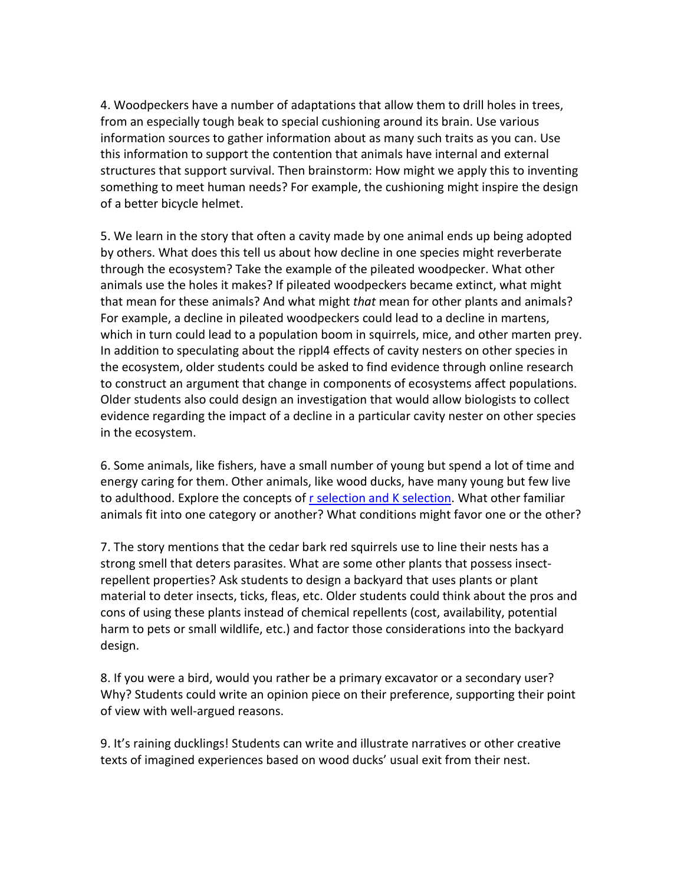4. Woodpeckers have a number of adaptations that allow them to drill holes in trees, from an especially tough beak to special cushioning around its brain. Use various information sources to gather information about as many such traits as you can. Use this information to support the contention that animals have internal and external structures that support survival. Then brainstorm: How might we apply this to inventing something to meet human needs? For example, the cushioning might inspire the design of a better bicycle helmet.

5. We learn in the story that often a cavity made by one animal ends up being adopted by others. What does this tell us about how decline in one species might reverberate through the ecosystem? Take the example of the pileated woodpecker. What other animals use the holes it makes? If pileated woodpeckers became extinct, what might that mean for these animals? And what might *that* mean for other plants and animals? For example, a decline in pileated woodpeckers could lead to a decline in martens, which in turn could lead to a population boom in squirrels, mice, and other marten prey. In addition to speculating about the rippl4 effects of cavity nesters on other species in the ecosystem, older students could be asked to find evidence through online research to construct an argument that change in components of ecosystems affect populations. Older students also could design an investigation that would allow biologists to collect evidence regarding the impact of a decline in a particular cavity nester on other species in the ecosystem.

6. Some animals, like fishers, have a small number of young but spend a lot of time and energy caring for them. Other animals, like wood ducks, have many young but few live to adulthood. Explore the concepts of [r selection and K selection](). What other familiar animals fit into one category or another? What conditions might favor one or the other?

7. The story mentions that the cedar bark red squirrels use to line their nests has a strong smell that deters parasites. What are some other plants that possess insect-repellent properties? Ask students to design a backyard that uses plants or plant material to deter insects, ticks, fleas, etc. Older students could think about the pros and cons of using these plants instead of chemical repellents (cost, availability, potential harm to pets or small wildlife, etc.) and factor those considerations into the backyard design.

8. If you were a bird, would you rather be a primary excavator or a secondary user? Why? Students could write an opinion piece on their preference, supporting their point of view with well-argued reasons.

9. It's raining ducklings! Students can write and illustrate narratives or other creative texts of imagined experiences based on wood ducks' usual exit from their nest.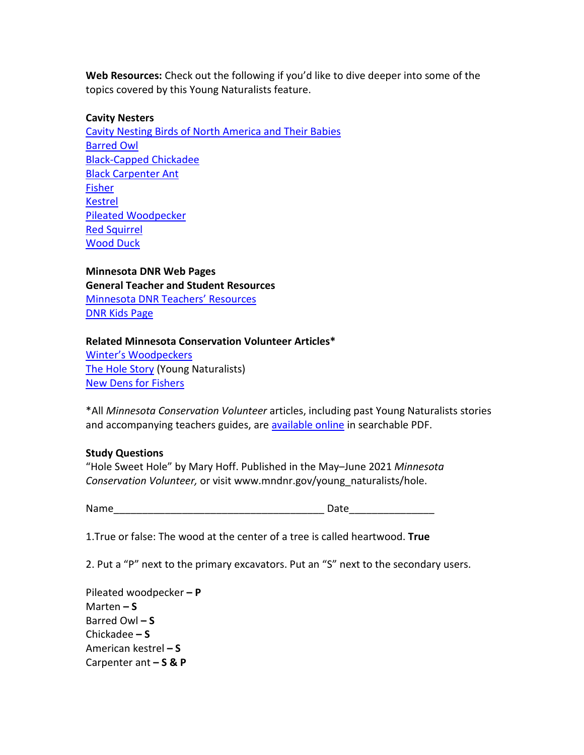**Web Resources:** Check out the following if you'd like to dive deeper into some of the topics covered by this Young Naturalists feature.

**Cavity Nesters**

Cavity Nesting Birds of North America and Their Babies
Barred Owl
Black-Capped Chickadee
Black Carpenter Ant
Fisher
Kestrel
Pileated Woodpecker
Red Squirrel
Wood Duck

**Minnesota DNR Web Pages**

**General Teacher and Student Resources**

Minnesota DNR Teachers' Resources
DNR Kids Page

**Related Minnesota Conservation Volunteer Articles***

Winter's Woodpeckers
The Hole Story (Young Naturalists)
New Dens for Fishers

*All *Minnesota Conservation Volunteer* articles, including past Young Naturalists stories and accompanying teachers guides, are available online in searchable PDF.

**Study Questions**

"Hole Sweet Hole" by Mary Hoff. Published in the May–June 2021 *Minnesota Conservation Volunteer,* or visit www.mndnr.gov/young_naturalists/hole.

Name_____________________________________ Date_______________

1.True or false: The wood at the center of a tree is called heartwood. **True**

2. Put a "P" next to the primary excavators. Put an "S" next to the secondary users.

Pileated woodpecker **– P**
Marten **– S**
Barred Owl **– S**
Chickadee **– S**
American kestrel **– S**
Carpenter ant **– S & P**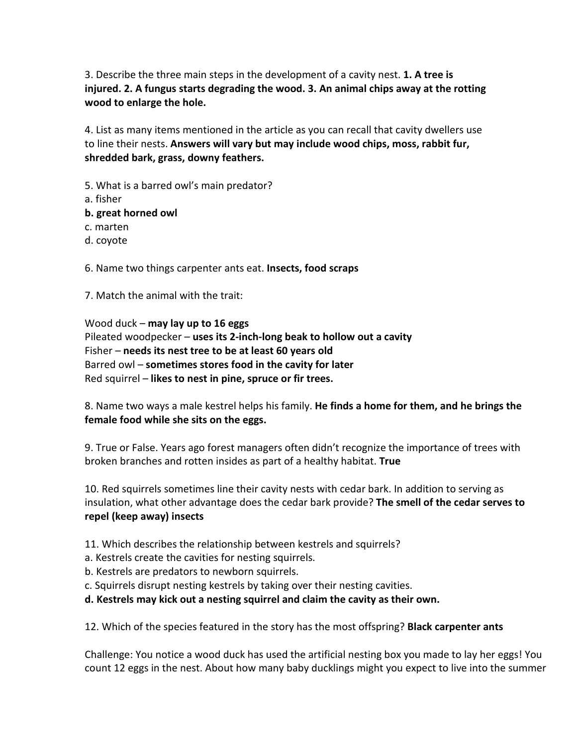3. Describe the three main steps in the development of a cavity nest. **1. A tree is injured. 2. A fungus starts degrading the wood. 3. An animal chips away at the rotting wood to enlarge the hole.**

4. List as many items mentioned in the article as you can recall that cavity dwellers use to line their nests. **Answers will vary but may include wood chips, moss, rabbit fur, shredded bark, grass, downy feathers.**

5. What is a barred owl's main predator?
a. fisher
**b. great horned owl**
c. marten
d. coyote

6. Name two things carpenter ants eat. **Insects, food scraps**

7. Match the animal with the trait:

Wood duck – **may lay up to 16 eggs**
Pileated woodpecker – **uses its 2-inch-long beak to hollow out a cavity**
Fisher – **needs its nest tree to be at least 60 years old**
Barred owl – **sometimes stores food in the cavity for later**
Red squirrel – **likes to nest in pine, spruce or fir trees.**

8. Name two ways a male kestrel helps his family. **He finds a home for them, and he brings the female food while she sits on the eggs.**

9. True or False. Years ago forest managers often didn't recognize the importance of trees with broken branches and rotten insides as part of a healthy habitat. **True**

10. Red squirrels sometimes line their cavity nests with cedar bark. In addition to serving as insulation, what other advantage does the cedar bark provide? **The smell of the cedar serves to repel (keep away) insects**

11. Which describes the relationship between kestrels and squirrels?
a. Kestrels create the cavities for nesting squirrels.
b. Kestrels are predators to newborn squirrels.
c. Squirrels disrupt nesting kestrels by taking over their nesting cavities.
**d. Kestrels may kick out a nesting squirrel and claim the cavity as their own.**

12. Which of the species featured in the story has the most offspring? **Black carpenter ants**

Challenge: You notice a wood duck has used the artificial nesting box you made to lay her eggs! You count 12 eggs in the nest. About how many baby ducklings might you expect to live into the summer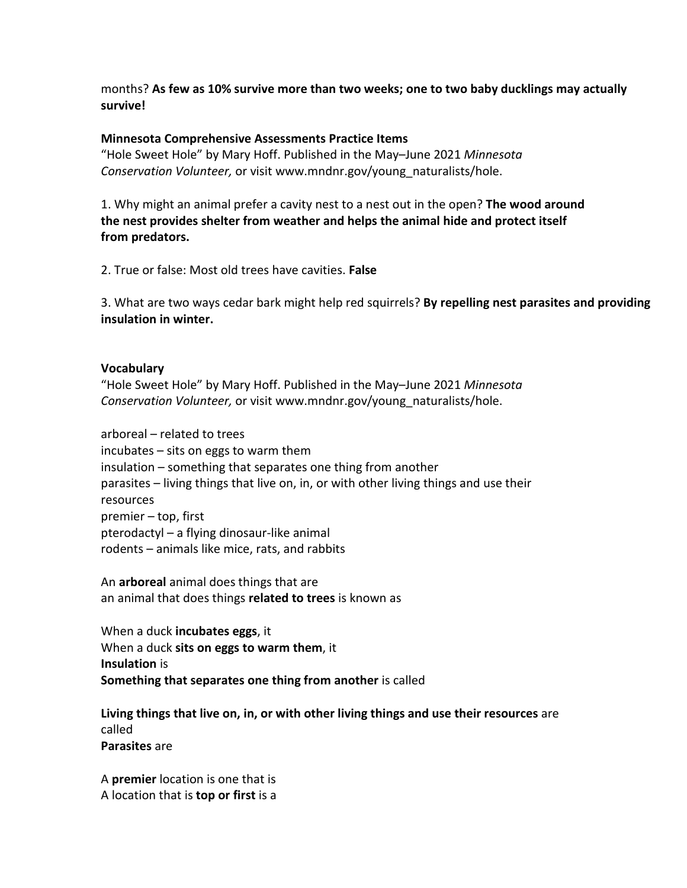months? **As few as 10% survive more than two weeks; one to two baby ducklings may actually survive!**

**Minnesota Comprehensive Assessments Practice Items**
"Hole Sweet Hole" by Mary Hoff. Published in the May–June 2021 *Minnesota Conservation Volunteer,* or visit www.mndnr.gov/young_naturalists/hole.

1. Why might an animal prefer a cavity nest to a nest out in the open? **The wood around the nest provides shelter from weather and helps the animal hide and protect itself from predators.**

2. True or false: Most old trees have cavities. **False**

3. What are two ways cedar bark might help red squirrels? **By repelling nest parasites and providing insulation in winter.**

**Vocabulary**
"Hole Sweet Hole" by Mary Hoff. Published in the May–June 2021 *Minnesota Conservation Volunteer,* or visit www.mndnr.gov/young_naturalists/hole.

arboreal – related to trees
incubates – sits on eggs to warm them
insulation – something that separates one thing from another
parasites – living things that live on, in, or with other living things and use their resources
premier – top, first
pterodactyl – a flying dinosaur-like animal
rodents – animals like mice, rats, and rabbits

An **arboreal** animal does things that are
an animal that does things **related to trees** is known as

When a duck **incubates eggs**, it
When a duck **sits on eggs to warm them**, it
**Insulation** is
**Something that separates one thing from another** is called

**Living things that live on, in, or with other living things and use their resources** are called
**Parasites** are

A **premier** location is one that is
A location that is **top or first** is a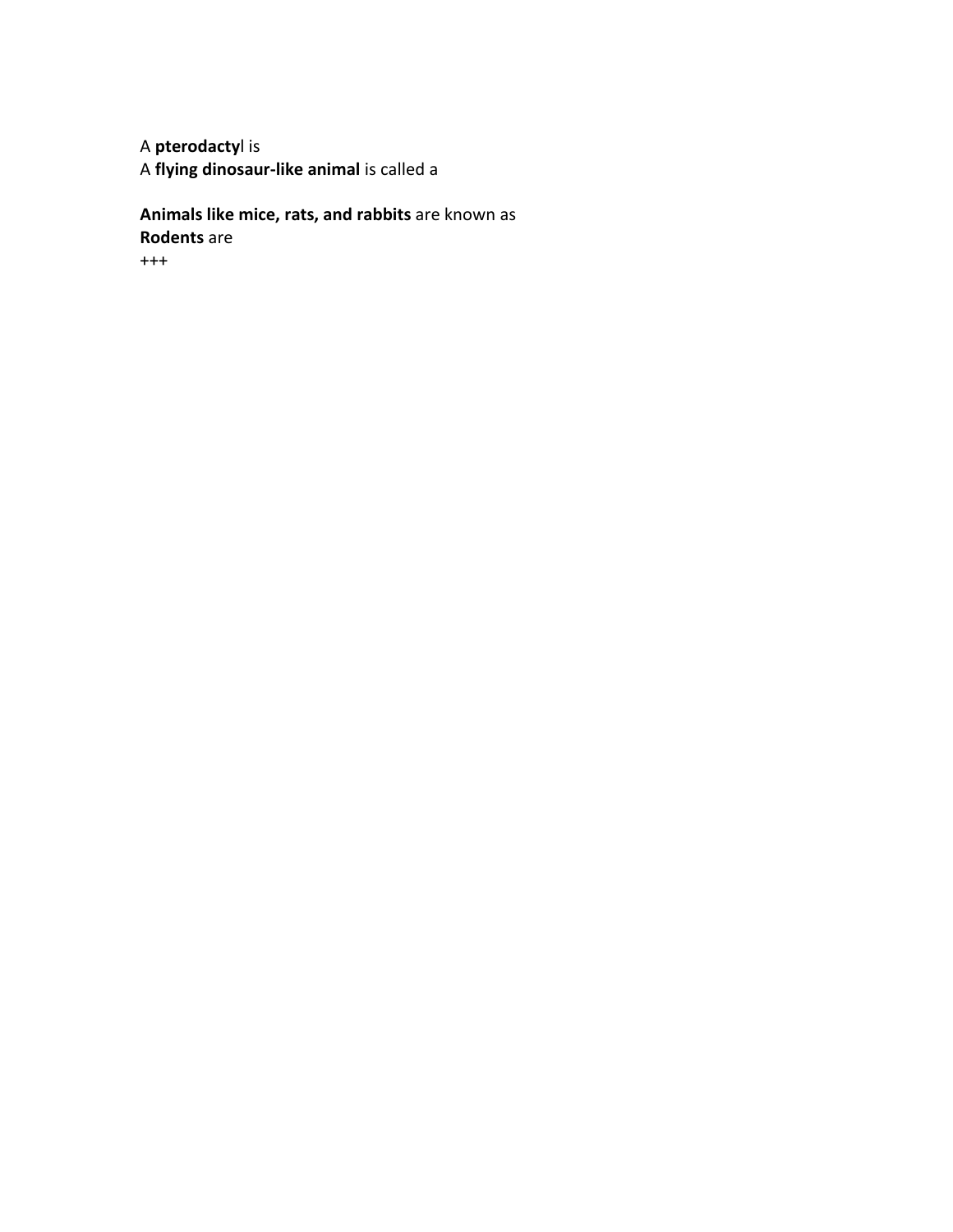A **pterodacty**l is
A **flying dinosaur-like animal** is called a

**Animals like mice, rats, and rabbits** are known as
**Rodents** are
+++